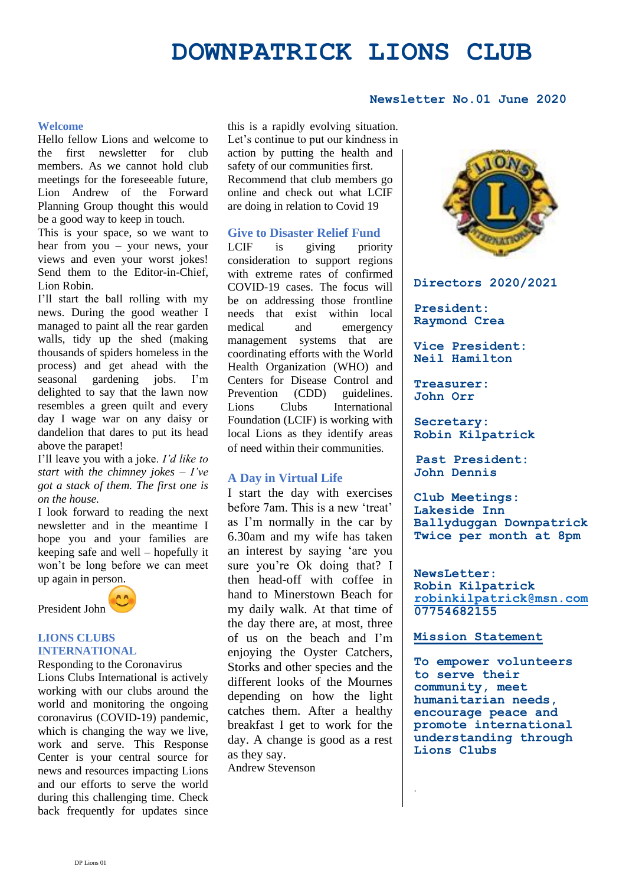# DOWNPATRICK LIONS CLUB

**Newsletter No.01 June 2020**

## Welcome

Hello fellow Lions and welcome to the first newsletter for club members. As we cannot hold club meetings for the foreseeable future, Lion Andrew of the Forward Planning Group thought this would be a good way to keep in touch.

This is your space, so we want to hear from you – your news, your views and even your worst jokes! Send them to the Editor-in-Chief, Lion Robin.

I'll start the ball rolling with my news. During the good weather I managed to paint all the rear garden walls, tidy up the shed (making thousands of spiders homeless in the process) and get ahead with the seasonal gardening jobs. I'm delighted to say that the lawn now resembles a green quilt and every day I wage war on any daisy or dandelion that dares to put its head above the parapet!

I'll leave you with a joke. *I'd like to start with the chimney jokes – I've got a stack of them. The first one is on the house.*

I look forward to reading the next newsletter and in the meantime I hope you and your families are keeping safe and well – hopefully it won't be long before we can meet up again in person.

President John 😊

## LIONS CLUBS INTERNATIONAL

Responding to the Coronavirus

Lions Clubs International is actively working with our clubs around the world and monitoring the ongoing coronavirus (COVID-19) pandemic, which is changing the way we live, work and serve. This Response Center is your central source for news and resources impacting Lions and our efforts to serve the world during this challenging time. Check back frequently for updates since this is a rapidly evolving situation. Let's continue to put our kindness in action by putting the health and safety of our communities first.

Recommend that club members go online and check out what LCIF are doing in relation to Covid 19

## Give to Disaster Relief Fund

LCIF is giving priority consideration to support regions with extreme rates of confirmed COVID-19 cases. The focus will be on addressing those frontline needs that exist within local medical and emergency management systems that are coordinating efforts with the World Health Organization (WHO) and Centers for Disease Control and Prevention (CDD) guidelines. Lions Clubs International Foundation (LCIF) is working with local Lions as they identify areas of need within their communities.

## A Day in Virtual Life

I start the day with exercises before 7am. This is a new 'treat' as I'm normally in the car by 6.30am and my wife has taken an interest by saying 'are you sure you're Ok doing that? I then head-off with coffee in hand to Minerstown Beach for my daily walk. At that time of the day there are, at most, three of us on the beach and I'm enjoying the Oyster Catchers, Storks and other species and the different looks of the Mournes depending on how the light catches them. After a healthy breakfast I get to work for the day. A change is good as a rest as they say.

Andrew Stevenson

**Directors 2020/2021**

**President:**
**Raymond Crea**

**Vice President:**
**Neil Hamilton**

**Treasurer:**
**John Orr**

**Secretary:**
**Robin Kilpatrick**

**Past President:**
**John Dennis**

**Club Meetings:**
**Lakeside Inn**
**Ballyduggan Downpatrick**
**Twice per month at 8pm**

**NewsLetter:**
**Robin Kilpatrick**
**robinkilpatrick@msn.com**
**07754682155**

**Mission Statement**

**To empower volunteers to serve their community, meet humanitarian needs, encourage peace and promote international understanding through Lions Clubs**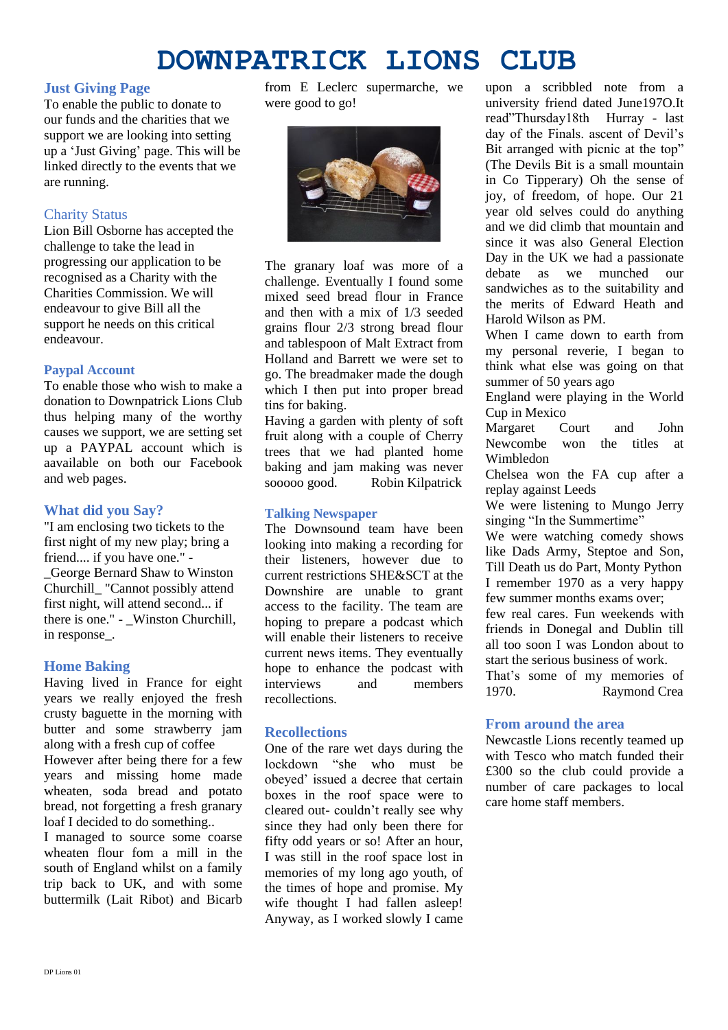# DOWNPATRICK LIONS CLUB

## Just Giving Page

To enable the public to donate to our funds and the charities that we support we are looking into setting up a 'Just Giving' page. This will be linked directly to the events that we are running.

## Charity Status

Lion Bill Osborne has accepted the challenge to take the lead in progressing our application to be recognised as a Charity with the Charities Commission. We will endeavour to give Bill all the support he needs on this critical endeavour.

## Paypal Account

To enable those who wish to make a donation to Downpatrick Lions Club thus helping many of the worthy causes we support, we are setting set up a PAYPAL account which is aavailable on both our Facebook and web pages.

## What did you Say?

"I am enclosing two tickets to the first night of my new play; bring a friend.... if you have one." - _George Bernard Shaw to Winston Churchill_ "Cannot possibly attend first night, will attend second... if there is one." - _Winston Churchill, in response_.

## Home Baking

Having lived in France for eight years we really enjoyed the fresh crusty baguette in the morning with butter and some strawberry jam along with a fresh cup of coffee

However after being there for a few years and missing home made wheaten, soda bread and potato bread, not forgetting a fresh granary loaf I decided to do something..

I managed to source some coarse wheaten flour fom a mill in the south of England whilst on a family trip back to UK, and with some buttermilk (Lait Ribot) and Bicarb from E Leclerc supermarche, we were good to go!

The granary loaf was more of a challenge. Eventually I found some mixed seed bread flour in France and then with a mix of 1/3 seeded grains flour 2/3 strong bread flour and tablespoon of Malt Extract from Holland and Barrett we were set to go. The breadmaker made the dough which I then put into proper bread tins for baking.

Having a garden with plenty of soft fruit along with a couple of Cherry trees that we had planted home baking and jam making was never sooooo good. Robin Kilpatrick

## Talking Newspaper

The Downsound team have been looking into making a recording for their listeners, however due to current restrictions SHE&SCT at the Downshire are unable to grant access to the facility. The team are hoping to prepare a podcast which will enable their listeners to receive current news items. They eventually hope to enhance the podcast with interviews and members recollections.

## Recollections

One of the rare wet days during the lockdown "she who must be obeyed' issued a decree that certain boxes in the roof space were to cleared out- couldn't really see why since they had only been there for fifty odd years or so! After an hour, I was still in the roof space lost in memories of my long ago youth, of the times of hope and promise. My wife thought I had fallen asleep! Anyway, as I worked slowly I came upon a scribbled note from a university friend dated June197O.It read"Thursday18th Hurray - last day of the Finals. ascent of Devil's Bit arranged with picnic at the top" (The Devils Bit is a small mountain in Co Tipperary) Oh the sense of joy, of freedom, of hope. Our 21 year old selves could do anything and we did climb that mountain and since it was also General Election Day in the UK we had a passionate debate as we munched our sandwiches as to the suitability and the merits of Edward Heath and Harold Wilson as PM.

When I came down to earth from my personal reverie, I began to think what else was going on that summer of 50 years ago

England were playing in the World Cup in Mexico

Margaret Court and John Newcombe won the titles at Wimbledon

Chelsea won the FA cup after a replay against Leeds

We were listening to Mungo Jerry singing "In the Summertime"

We were watching comedy shows like Dads Army, Steptoe and Son, Till Death us do Part, Monty Python

I remember 1970 as a very happy few summer months exams over;

few real cares. Fun weekends with friends in Donegal and Dublin till all too soon I was London about to start the serious business of work.

That's some of my memories of 1970. Raymond Crea

## From around the area

Newcastle Lions recently teamed up with Tesco who match funded their £300 so the club could provide a number of care packages to local care home staff members.